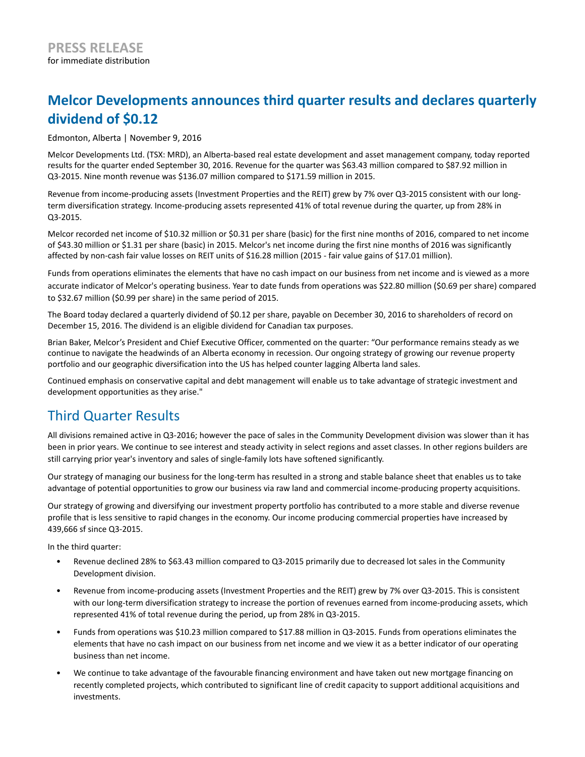# PRESS RELEASE

for immediate distribution

## Melcor Developments announces third quarter results and declares quarterly dividend of $0.12

Edmonton, Alberta | November 9, 2016

Melcor Developments Ltd. (TSX: MRD), an Alberta-based real estate development and asset management company, today reported results for the quarter ended September 30, 2016. Revenue for the quarter was $63.43 million compared to $87.92 million in Q3-2015. Nine month revenue was $136.07 million compared to $171.59 million in 2015.

Revenue from income-producing assets (Investment Properties and the REIT) grew by 7% over Q3-2015 consistent with our long-term diversification strategy. Income-producing assets represented 41% of total revenue during the quarter, up from 28% in Q3-2015.

Melcor recorded net income of $10.32 million or $0.31 per share (basic) for the first nine months of 2016, compared to net income of $43.30 million or $1.31 per share (basic) in 2015. Melcor's net income during the first nine months of 2016 was significantly affected by non-cash fair value losses on REIT units of $16.28 million (2015 - fair value gains of $17.01 million).

Funds from operations eliminates the elements that have no cash impact on our business from net income and is viewed as a more accurate indicator of Melcor's operating business. Year to date funds from operations was $22.80 million ($0.69 per share) compared to $32.67 million ($0.99 per share) in the same period of 2015.

The Board today declared a quarterly dividend of $0.12 per share, payable on December 30, 2016 to shareholders of record on December 15, 2016. The dividend is an eligible dividend for Canadian tax purposes.

Brian Baker, Melcor's President and Chief Executive Officer, commented on the quarter: "Our performance remains steady as we continue to navigate the headwinds of an Alberta economy in recession. Our ongoing strategy of growing our revenue property portfolio and our geographic diversification into the US has helped counter lagging Alberta land sales.

Continued emphasis on conservative capital and debt management will enable us to take advantage of strategic investment and development opportunities as they arise."

## Third Quarter Results

All divisions remained active in Q3-2016; however the pace of sales in the Community Development division was slower than it has been in prior years. We continue to see interest and steady activity in select regions and asset classes. In other regions builders are still carrying prior year's inventory and sales of single-family lots have softened significantly.

Our strategy of managing our business for the long-term has resulted in a strong and stable balance sheet that enables us to take advantage of potential opportunities to grow our business via raw land and commercial income-producing property acquisitions.

Our strategy of growing and diversifying our investment property portfolio has contributed to a more stable and diverse revenue profile that is less sensitive to rapid changes in the economy. Our income producing commercial properties have increased by 439,666 sf since Q3-2015.

In the third quarter:

- Revenue declined 28% to $63.43 million compared to Q3-2015 primarily due to decreased lot sales in the Community Development division.
- Revenue from income-producing assets (Investment Properties and the REIT) grew by 7% over Q3-2015. This is consistent with our long-term diversification strategy to increase the portion of revenues earned from income-producing assets, which represented 41% of total revenue during the period, up from 28% in Q3-2015.
- Funds from operations was $10.23 million compared to $17.88 million in Q3-2015. Funds from operations eliminates the elements that have no cash impact on our business from net income and we view it as a better indicator of our operating business than net income.
- We continue to take advantage of the favourable financing environment and have taken out new mortgage financing on recently completed projects, which contributed to significant line of credit capacity to support additional acquisitions and investments.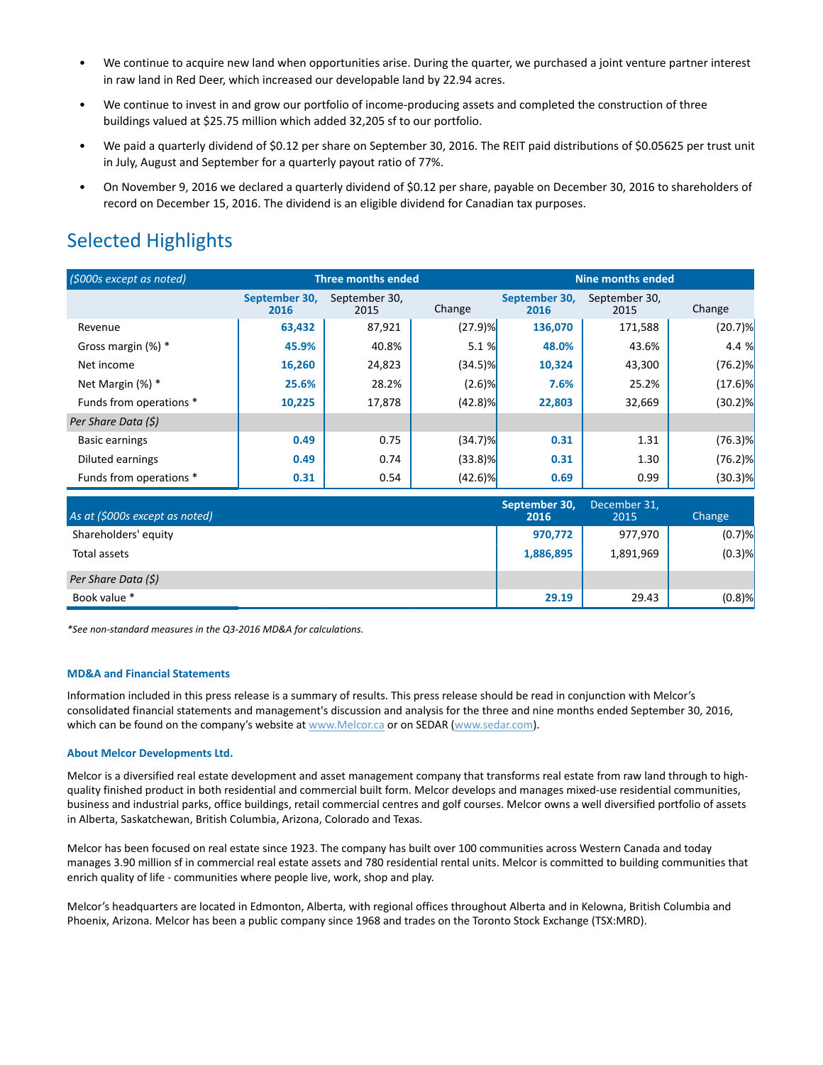- We continue to acquire new land when opportunities arise. During the quarter, we purchased a joint venture partner interest in raw land in Red Deer, which increased our developable land by 22.94 acres.
- We continue to invest in and grow our portfolio of income-producing assets and completed the construction of three buildings valued at $25.75 million which added 32,205 sf to our portfolio.
- We paid a quarterly dividend of $0.12 per share on September 30, 2016. The REIT paid distributions of $0.05625 per trust unit in July, August and September for a quarterly payout ratio of 77%.
- On November 9, 2016 we declared a quarterly dividend of $0.12 per share, payable on December 30, 2016 to shareholders of record on December 15, 2016. The dividend is an eligible dividend for Canadian tax purposes.

## Selected Highlights

| *($000s except as noted)* | Three months ended | | | Nine months ended | | |
|---|---|---|---|---|---|---|
| | **September 30, 2016** | September 30, 2015 | Change | **September 30, 2016** | September 30, 2015 | Change |
| Revenue | **63,432** | 87,921 | (27.9)% | **136,070** | 171,588 | (20.7)% |
| Gross margin (%) * | **45.9%** | 40.8% | 5.1 % | **48.0%** | 43.6% | 4.4 % |
| Net income | **16,260** | 24,823 | (34.5)% | **10,324** | 43,300 | (76.2)% |
| Net Margin (%) * | **25.6%** | 28.2% | (2.6)% | **7.6%** | 25.2% | (17.6)% |
| Funds from operations * | **10,225** | 17,878 | (42.8)% | **22,803** | 32,669 | (30.2)% |
| *Per Share Data ($)* | | | | | | |
| Basic earnings | **0.49** | 0.75 | (34.7)% | **0.31** | 1.31 | (76.3)% |
| Diluted earnings | **0.49** | 0.74 | (33.8)% | **0.31** | 1.30 | (76.2)% |
| Funds from operations * | **0.31** | 0.54 | (42.6)% | **0.69** | 0.99 | (30.3)% |

| *As at ($000s except as noted)* | **September 30, 2016** | December 31, 2015 | Change |
|---|---|---|---|
| Shareholders' equity | **970,772** | 977,970 | (0.7)% |
| Total assets | **1,886,895** | 1,891,969 | (0.3)% |
| *Per Share Data ($)* | | | |
| Book value * | **29.19** | 29.43 | (0.8)% |

*\*See non-standard measures in the Q3-2016 MD&A for calculations.*

#### MD&A and Financial Statements

Information included in this press release is a summary of results. This press release should be read in conjunction with Melcor's consolidated financial statements and management's discussion and analysis for the three and nine months ended September 30, 2016, which can be found on the company's website at www.Melcor.ca or on SEDAR (www.sedar.com).

#### About Melcor Developments Ltd.

Melcor is a diversified real estate development and asset management company that transforms real estate from raw land through to high-quality finished product in both residential and commercial built form. Melcor develops and manages mixed-use residential communities, business and industrial parks, office buildings, retail commercial centres and golf courses. Melcor owns a well diversified portfolio of assets in Alberta, Saskatchewan, British Columbia, Arizona, Colorado and Texas.

Melcor has been focused on real estate since 1923. The company has built over 100 communities across Western Canada and today manages 3.90 million sf in commercial real estate assets and 780 residential rental units. Melcor is committed to building communities that enrich quality of life - communities where people live, work, shop and play.

Melcor's headquarters are located in Edmonton, Alberta, with regional offices throughout Alberta and in Kelowna, British Columbia and Phoenix, Arizona. Melcor has been a public company since 1968 and trades on the Toronto Stock Exchange (TSX:MRD).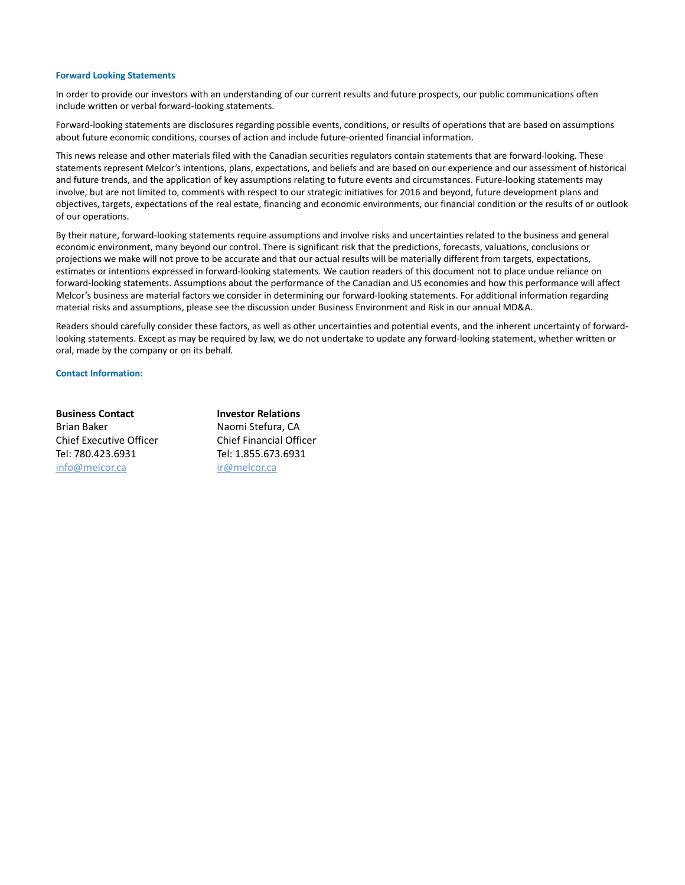### Forward Looking Statements

In order to provide our investors with an understanding of our current results and future prospects, our public communications often include written or verbal forward-looking statements.

Forward-looking statements are disclosures regarding possible events, conditions, or results of operations that are based on assumptions about future economic conditions, courses of action and include future-oriented financial information.

This news release and other materials filed with the Canadian securities regulators contain statements that are forward-looking. These statements represent Melcor's intentions, plans, expectations, and beliefs and are based on our experience and our assessment of historical and future trends, and the application of key assumptions relating to future events and circumstances. Future-looking statements may involve, but are not limited to, comments with respect to our strategic initiatives for 2016 and beyond, future development plans and objectives, targets, expectations of the real estate, financing and economic environments, our financial condition or the results of or outlook of our operations.

By their nature, forward-looking statements require assumptions and involve risks and uncertainties related to the business and general economic environment, many beyond our control. There is significant risk that the predictions, forecasts, valuations, conclusions or projections we make will not prove to be accurate and that our actual results will be materially different from targets, expectations, estimates or intentions expressed in forward-looking statements. We caution readers of this document not to place undue reliance on forward-looking statements. Assumptions about the performance of the Canadian and US economies and how this performance will affect Melcor's business are material factors we consider in determining our forward-looking statements. For additional information regarding material risks and assumptions, please see the discussion under Business Environment and Risk in our annual MD&A.

Readers should carefully consider these factors, as well as other uncertainties and potential events, and the inherent uncertainty of forward-looking statements. Except as may be required by law, we do not undertake to update any forward-looking statement, whether written or oral, made by the company or on its behalf.

### Contact Information:

**Business Contact**
Brian Baker
Chief Executive Officer
Tel: 780.423.6931
info@melcor.ca

**Investor Relations**
Naomi Stefura, CA
Chief Financial Officer
Tel: 1.855.673.6931
ir@melcor.ca